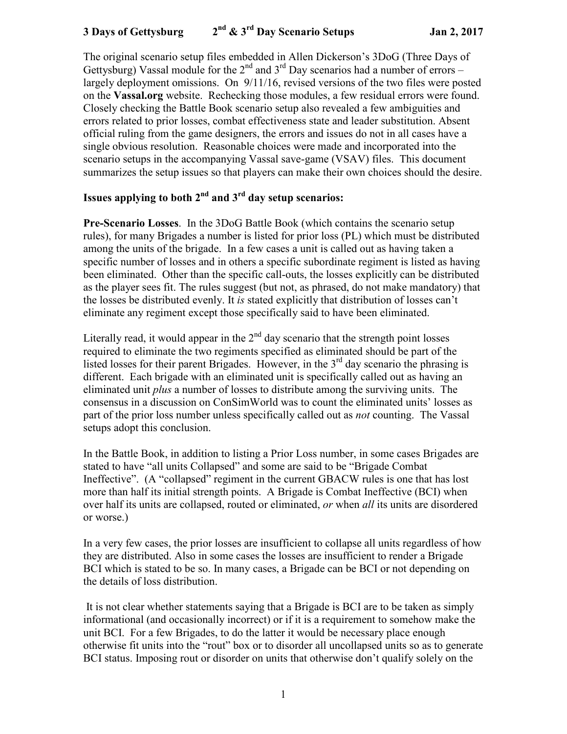# 3 Days of Gettysburg — 2nd & 3rd Day Scenario Setups — Jan 2, 2017

The original scenario setup files embedded in Allen Dickerson's 3DoG (Three Days of Gettysburg) Vassal module for the 2nd and 3rd Day scenarios had a number of errors – largely deployment omissions. On 9/11/16, revised versions of the two files were posted on the **Vassal.org** website. Rechecking those modules, a few residual errors were found. Closely checking the Battle Book scenario setup also revealed a few ambiguities and errors related to prior losses, combat effectiveness state and leader substitution. Absent official ruling from the game designers, the errors and issues do not in all cases have a single obvious resolution. Reasonable choices were made and incorporated into the scenario setups in the accompanying Vassal save-game (VSAV) files. This document summarizes the setup issues so that players can make their own choices should the desire.

## Issues applying to both 2nd and 3rd day setup scenarios:

**Pre-Scenario Losses**. In the 3DoG Battle Book (which contains the scenario setup rules), for many Brigades a number is listed for prior loss (PL) which must be distributed among the units of the brigade. In a few cases a unit is called out as having taken a specific number of losses and in others a specific subordinate regiment is listed as having been eliminated. Other than the specific call-outs, the losses explicitly can be distributed as the player sees fit. The rules suggest (but not, as phrased, do not make mandatory) that the losses be distributed evenly. It *is* stated explicitly that distribution of losses can't eliminate any regiment except those specifically said to have been eliminated.

Literally read, it would appear in the 2nd day scenario that the strength point losses required to eliminate the two regiments specified as eliminated should be part of the listed losses for their parent Brigades. However, in the 3rd day scenario the phrasing is different. Each brigade with an eliminated unit is specifically called out as having an eliminated unit *plus* a number of losses to distribute among the surviving units. The consensus in a discussion on ConSimWorld was to count the eliminated units' losses as part of the prior loss number unless specifically called out as *not* counting. The Vassal setups adopt this conclusion.

In the Battle Book, in addition to listing a Prior Loss number, in some cases Brigades are stated to have "all units Collapsed" and some are said to be "Brigade Combat Ineffective". (A "collapsed" regiment in the current GBACW rules is one that has lost more than half its initial strength points. A Brigade is Combat Ineffective (BCI) when over half its units are collapsed, routed or eliminated, *or* when *all* its units are disordered or worse.)

In a very few cases, the prior losses are insufficient to collapse all units regardless of how they are distributed. Also in some cases the losses are insufficient to render a Brigade BCI which is stated to be so. In many cases, a Brigade can be BCI or not depending on the details of loss distribution.

It is not clear whether statements saying that a Brigade is BCI are to be taken as simply informational (and occasionally incorrect) or if it is a requirement to somehow make the unit BCI. For a few Brigades, to do the latter it would be necessary place enough otherwise fit units into the "rout" box or to disorder all uncollapsed units so as to generate BCI status. Imposing rout or disorder on units that otherwise don't qualify solely on the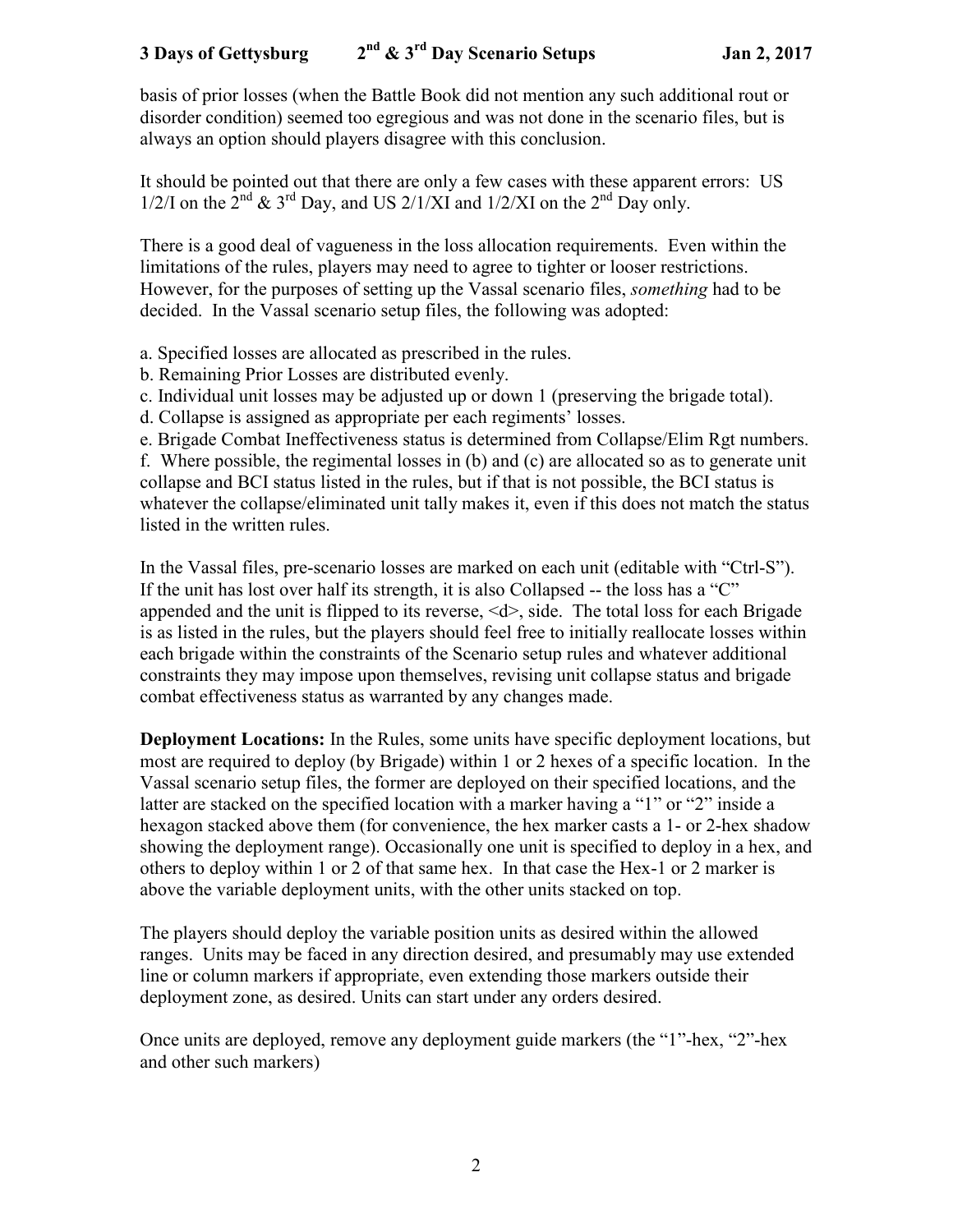basis of prior losses (when the Battle Book did not mention any such additional rout or disorder condition) seemed too egregious and was not done in the scenario files, but is always an option should players disagree with this conclusion.

It should be pointed out that there are only a few cases with these apparent errors: US 1/2/I on the 2nd & 3rd Day, and US 2/1/XI and 1/2/XI on the 2nd Day only.

There is a good deal of vagueness in the loss allocation requirements. Even within the limitations of the rules, players may need to agree to tighter or looser restrictions. However, for the purposes of setting up the Vassal scenario files, *something* had to be decided. In the Vassal scenario setup files, the following was adopted:

a. Specified losses are allocated as prescribed in the rules.
b. Remaining Prior Losses are distributed evenly.
c. Individual unit losses may be adjusted up or down 1 (preserving the brigade total).
d. Collapse is assigned as appropriate per each regiments' losses.
e. Brigade Combat Ineffectiveness status is determined from Collapse/Elim Rgt numbers.
f. Where possible, the regimental losses in (b) and (c) are allocated so as to generate unit collapse and BCI status listed in the rules, but if that is not possible, the BCI status is whatever the collapse/eliminated unit tally makes it, even if this does not match the status listed in the written rules.

In the Vassal files, pre-scenario losses are marked on each unit (editable with "Ctrl-S"). If the unit has lost over half its strength, it is also Collapsed -- the loss has a "C" appended and the unit is flipped to its reverse, <d>, side. The total loss for each Brigade is as listed in the rules, but the players should feel free to initially reallocate losses within each brigade within the constraints of the Scenario setup rules and whatever additional constraints they may impose upon themselves, revising unit collapse status and brigade combat effectiveness status as warranted by any changes made.

**Deployment Locations:** In the Rules, some units have specific deployment locations, but most are required to deploy (by Brigade) within 1 or 2 hexes of a specific location. In the Vassal scenario setup files, the former are deployed on their specified locations, and the latter are stacked on the specified location with a marker having a "1" or "2" inside a hexagon stacked above them (for convenience, the hex marker casts a 1- or 2-hex shadow showing the deployment range). Occasionally one unit is specified to deploy in a hex, and others to deploy within 1 or 2 of that same hex. In that case the Hex-1 or 2 marker is above the variable deployment units, with the other units stacked on top.

The players should deploy the variable position units as desired within the allowed ranges. Units may be faced in any direction desired, and presumably may use extended line or column markers if appropriate, even extending those markers outside their deployment zone, as desired. Units can start under any orders desired.

Once units are deployed, remove any deployment guide markers (the "1"-hex, "2"-hex and other such markers)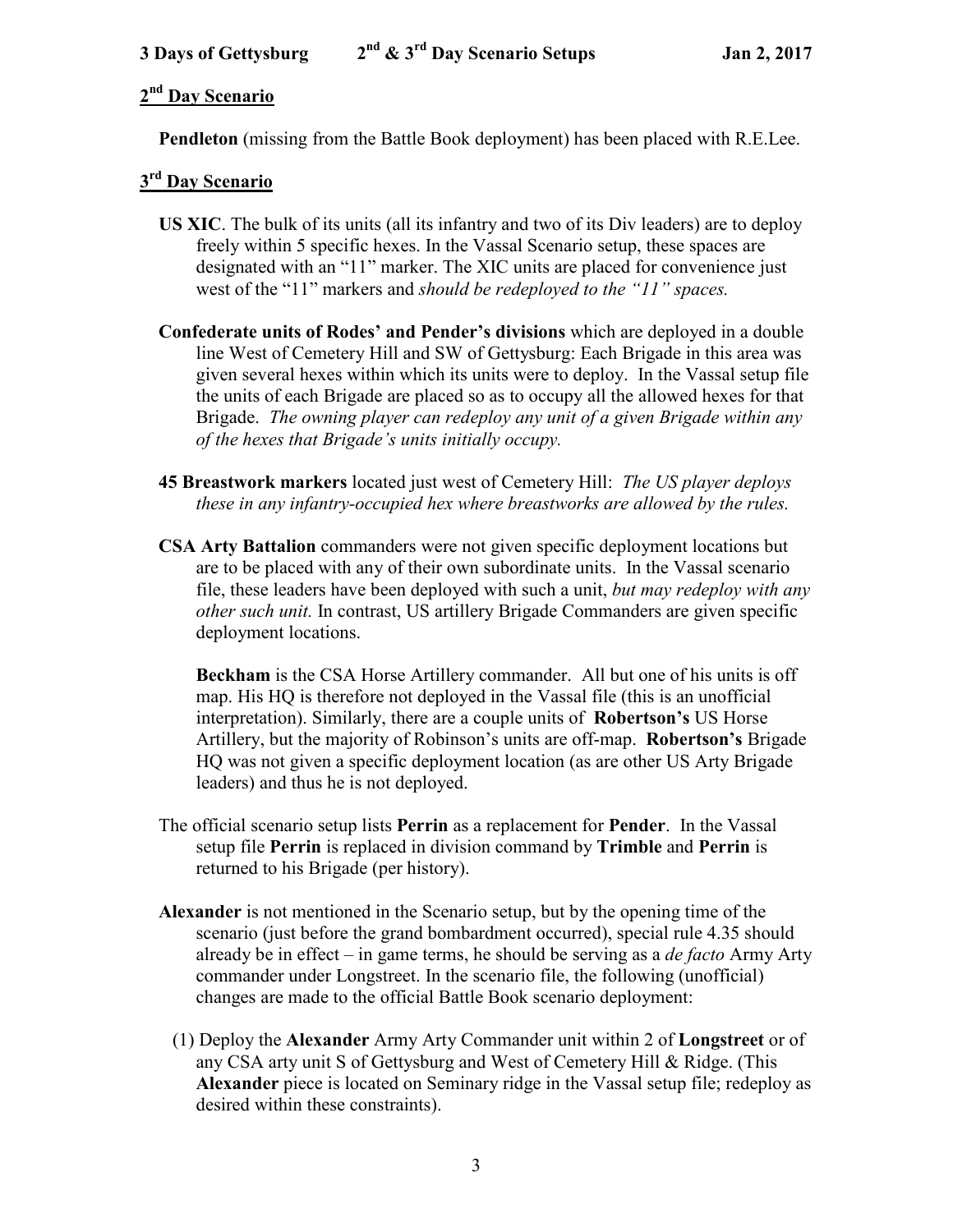## 2nd Day Scenario

**Pendleton** (missing from the Battle Book deployment) has been placed with R.E.Lee.

## 3rd Day Scenario

**US XIC**. The bulk of its units (all its infantry and two of its Div leaders) are to deploy freely within 5 specific hexes. In the Vassal Scenario setup, these spaces are designated with an "11" marker. The XIC units are placed for convenience just west of the "11" markers and *should be redeployed to the "11" spaces.*

**Confederate units of Rodes' and Pender's divisions** which are deployed in a double line West of Cemetery Hill and SW of Gettysburg: Each Brigade in this area was given several hexes within which its units were to deploy. In the Vassal setup file the units of each Brigade are placed so as to occupy all the allowed hexes for that Brigade. *The owning player can redeploy any unit of a given Brigade within any of the hexes that Brigade's units initially occupy.*

**45 Breastwork markers** located just west of Cemetery Hill: *The US player deploys these in any infantry-occupied hex where breastworks are allowed by the rules.*

**CSA Arty Battalion** commanders were not given specific deployment locations but are to be placed with any of their own subordinate units. In the Vassal scenario file, these leaders have been deployed with such a unit, *but may redeploy with any other such unit.* In contrast, US artillery Brigade Commanders are given specific deployment locations.

**Beckham** is the CSA Horse Artillery commander. All but one of his units is off map. His HQ is therefore not deployed in the Vassal file (this is an unofficial interpretation). Similarly, there are a couple units of **Robertson's** US Horse Artillery, but the majority of Robinson's units are off-map. **Robertson's** Brigade HQ was not given a specific deployment location (as are other US Arty Brigade leaders) and thus he is not deployed.

The official scenario setup lists **Perrin** as a replacement for **Pender**. In the Vassal setup file **Perrin** is replaced in division command by **Trimble** and **Perrin** is returned to his Brigade (per history).

**Alexander** is not mentioned in the Scenario setup, but by the opening time of the scenario (just before the grand bombardment occurred), special rule 4.35 should already be in effect – in game terms, he should be serving as a *de facto* Army Arty commander under Longstreet. In the scenario file, the following (unofficial) changes are made to the official Battle Book scenario deployment:

(1) Deploy the **Alexander** Army Arty Commander unit within 2 of **Longstreet** or of any CSA arty unit S of Gettysburg and West of Cemetery Hill & Ridge. (This **Alexander** piece is located on Seminary ridge in the Vassal setup file; redeploy as desired within these constraints).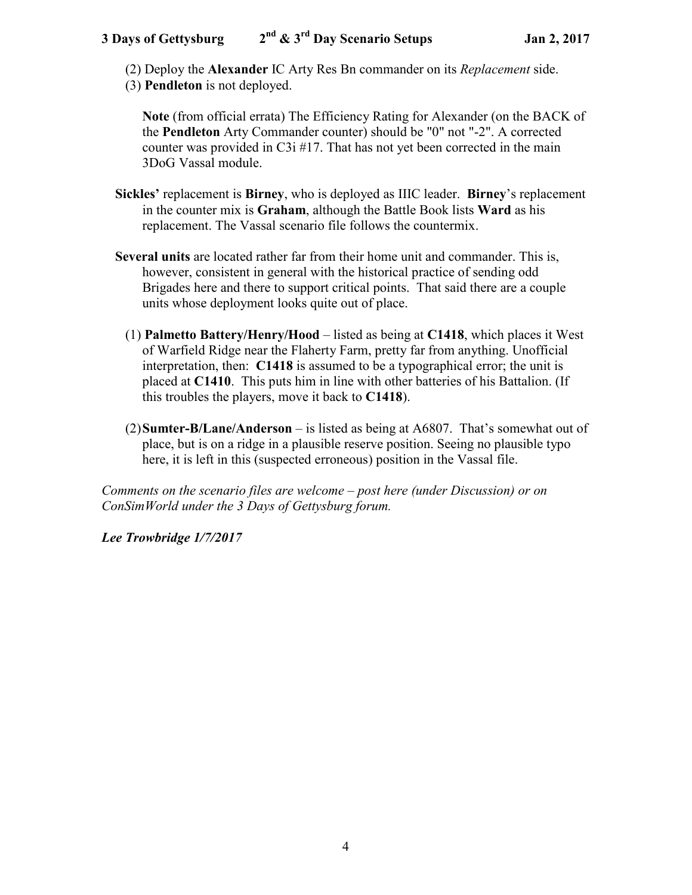(2) Deploy the **Alexander** IC Arty Res Bn commander on its *Replacement* side.

(3) **Pendleton** is not deployed.

> **Note** (from official errata) The Efficiency Rating for Alexander (on the BACK of the **Pendleton** Arty Commander counter) should be "0" not "-2". A corrected counter was provided in C3i #17. That has not yet been corrected in the main 3DoG Vassal module.

**Sickles'** replacement is **Birney**, who is deployed as IIIC leader. **Birney**'s replacement in the counter mix is **Graham**, although the Battle Book lists **Ward** as his replacement. The Vassal scenario file follows the countermix.

**Several units** are located rather far from their home unit and commander. This is, however, consistent in general with the historical practice of sending odd Brigades here and there to support critical points. That said there are a couple units whose deployment looks quite out of place.

(1) **Palmetto Battery/Henry/Hood** – listed as being at **C1418**, which places it West of Warfield Ridge near the Flaherty Farm, pretty far from anything. Unofficial interpretation, then: **C1418** is assumed to be a typographical error; the unit is placed at **C1410**. This puts him in line with other batteries of his Battalion. (If this troubles the players, move it back to **C1418**).

(2) **Sumter-B/Lane/Anderson** – is listed as being at A6807. That's somewhat out of place, but is on a ridge in a plausible reserve position. Seeing no plausible typo here, it is left in this (suspected erroneous) position in the Vassal file.

*Comments on the scenario files are welcome – post here (under Discussion) or on ConSimWorld under the 3 Days of Gettysburg forum.*

***Lee Trowbridge 1/7/2017***